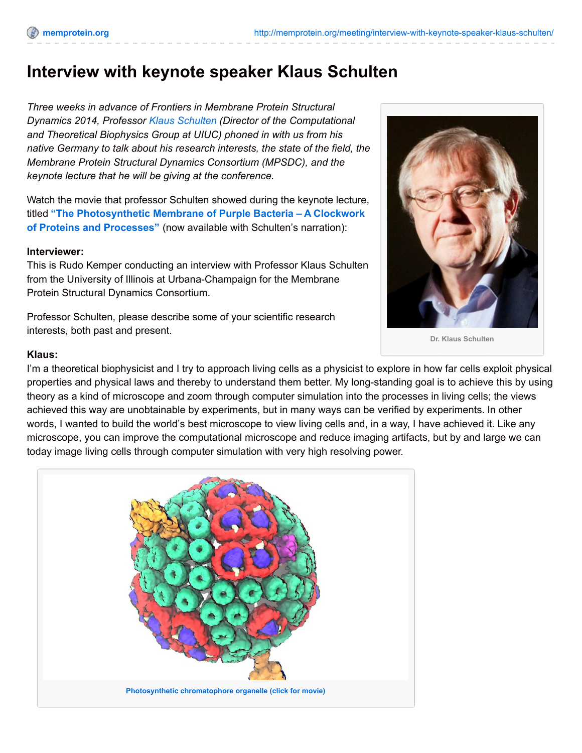# Interview with keynote speaker Klaus Schulten

*Three weeks in advance of Frontiers in Membrane Protein Structural Dynamics 2014, Professor Klaus Schulten (Director of the Computational and Theoretical Biophysics Group at UIUC) phoned in with us from his native Germany to talk about his research interests, the state of the field, the Membrane Protein Structural Dynamics Consortium (MPSDC), and the keynote lecture that he will be giving at the conference.*

Watch the movie that professor Schulten showed during the keynote lecture, titled **"The Photosynthetic Membrane of Purple Bacteria – A Clockwork of Proteins and Processes"** (now available with Schulten's narration):

Dr. Klaus Schulten

**Interviewer:**
This is Rudo Kemper conducting an interview with Professor Klaus Schulten from the University of Illinois at Urbana-Champaign for the Membrane Protein Structural Dynamics Consortium.

Professor Schulten, please describe some of your scientific research interests, both past and present.

**Klaus:**
I'm a theoretical biophysicist and I try to approach living cells as a physicist to explore in how far cells exploit physical properties and physical laws and thereby to understand them better. My long-standing goal is to achieve this by using theory as a kind of microscope and zoom through computer simulation into the processes in living cells; the views achieved this way are unobtainable by experiments, but in many ways can be verified by experiments. In other words, I wanted to build the world's best microscope to view living cells and, in a way, I have achieved it. Like any microscope, you can improve the computational microscope and reduce imaging artifacts, but by and large we can today image living cells through computer simulation with very high resolving power.

Photosynthetic chromatophore organelle (click for movie)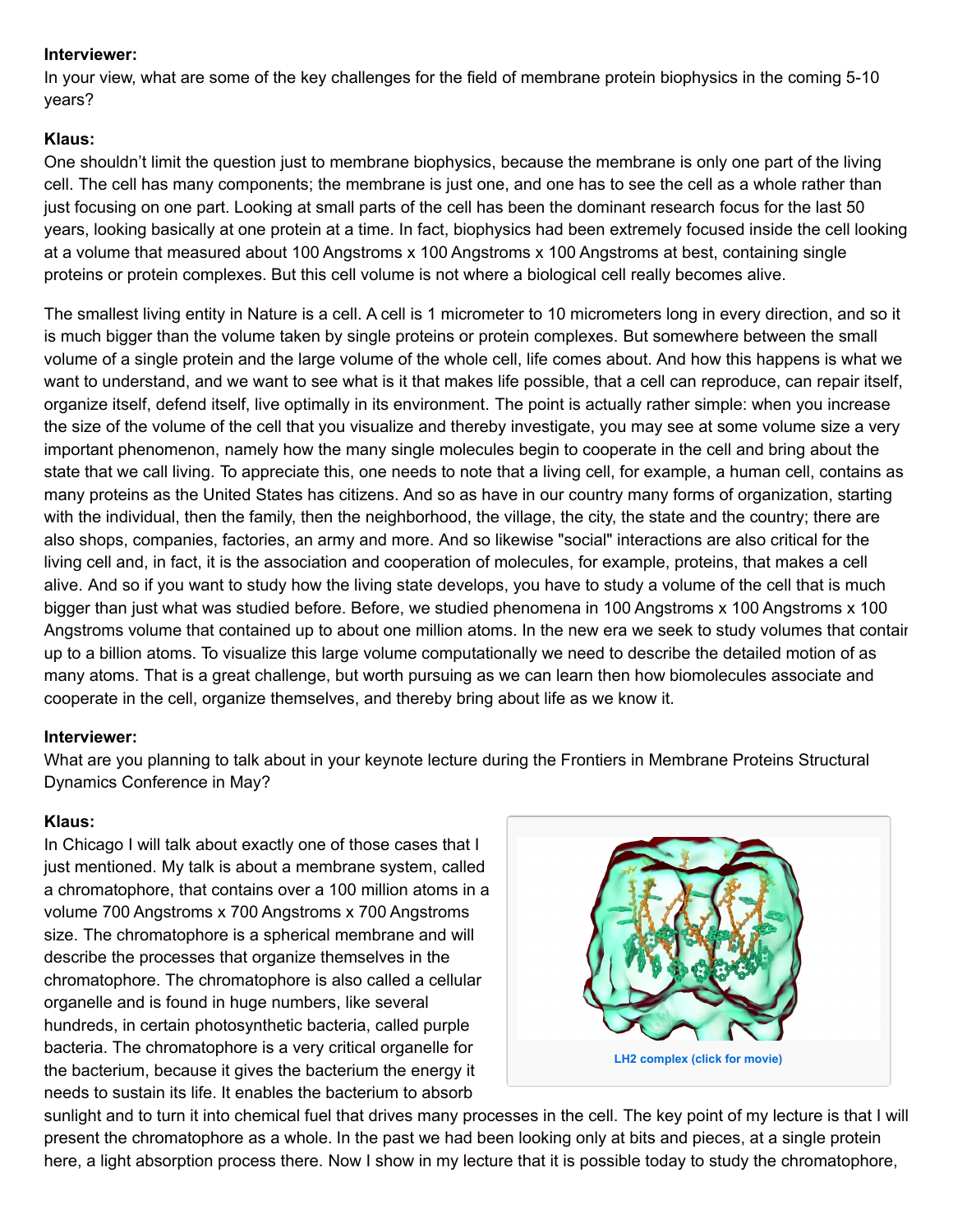**Interviewer:**
In your view, what are some of the key challenges for the field of membrane protein biophysics in the coming 5-10 years?

**Klaus:**
One shouldn't limit the question just to membrane biophysics, because the membrane is only one part of the living cell. The cell has many components; the membrane is just one, and one has to see the cell as a whole rather than just focusing on one part. Looking at small parts of the cell has been the dominant research focus for the last 50 years, looking basically at one protein at a time. In fact, biophysics had been extremely focused inside the cell looking at a volume that measured about 100 Angstroms x 100 Angstroms x 100 Angstroms at best, containing single proteins or protein complexes. But this cell volume is not where a biological cell really becomes alive.

The smallest living entity in Nature is a cell. A cell is 1 micrometer to 10 micrometers long in every direction, and so it is much bigger than the volume taken by single proteins or protein complexes. But somewhere between the small volume of a single protein and the large volume of the whole cell, life comes about. And how this happens is what we want to understand, and we want to see what is it that makes life possible, that a cell can reproduce, can repair itself, organize itself, defend itself, live optimally in its environment. The point is actually rather simple: when you increase the size of the volume of the cell that you visualize and thereby investigate, you may see at some volume size a very important phenomenon, namely how the many single molecules begin to cooperate in the cell and bring about the state that we call living. To appreciate this, one needs to note that a living cell, for example, a human cell, contains as many proteins as the United States has citizens. And so as have in our country many forms of organization, starting with the individual, then the family, then the neighborhood, the village, the city, the state and the country; there are also shops, companies, factories, an army and more. And so likewise "social" interactions are also critical for the living cell and, in fact, it is the association and cooperation of molecules, for example, proteins, that makes a cell alive. And so if you want to study how the living state develops, you have to study a volume of the cell that is much bigger than just what was studied before. Before, we studied phenomena in 100 Angstroms x 100 Angstroms x 100 Angstroms volume that contained up to about one million atoms. In the new era we seek to study volumes that contain up to a billion atoms. To visualize this large volume computationally we need to describe the detailed motion of as many atoms. That is a great challenge, but worth pursuing as we can learn then how biomolecules associate and cooperate in the cell, organize themselves, and thereby bring about life as we know it.

**Interviewer:**
What are you planning to talk about in your keynote lecture during the Frontiers in Membrane Proteins Structural Dynamics Conference in May?

**Klaus:**
In Chicago I will talk about exactly one of those cases that I just mentioned. My talk is about a membrane system, called a chromatophore, that contains over a 100 million atoms in a volume 700 Angstroms x 700 Angstroms x 700 Angstroms size. The chromatophore is a spherical membrane and will describe the processes that organize themselves in the chromatophore. The chromatophore is also called a cellular organelle and is found in huge numbers, like several hundreds, in certain photosynthetic bacteria, called purple bacteria. The chromatophore is a very critical organelle for the bacterium, because it gives the bacterium the energy it needs to sustain its life. It enables the bacterium to absorb sunlight and to turn it into chemical fuel that drives many processes in the cell. The key point of my lecture is that I will present the chromatophore as a whole. In the past we had been looking only at bits and pieces, at a single protein here, a light absorption process there. Now I show in my lecture that it is possible today to study the chromatophore,

LH2 complex (click for movie)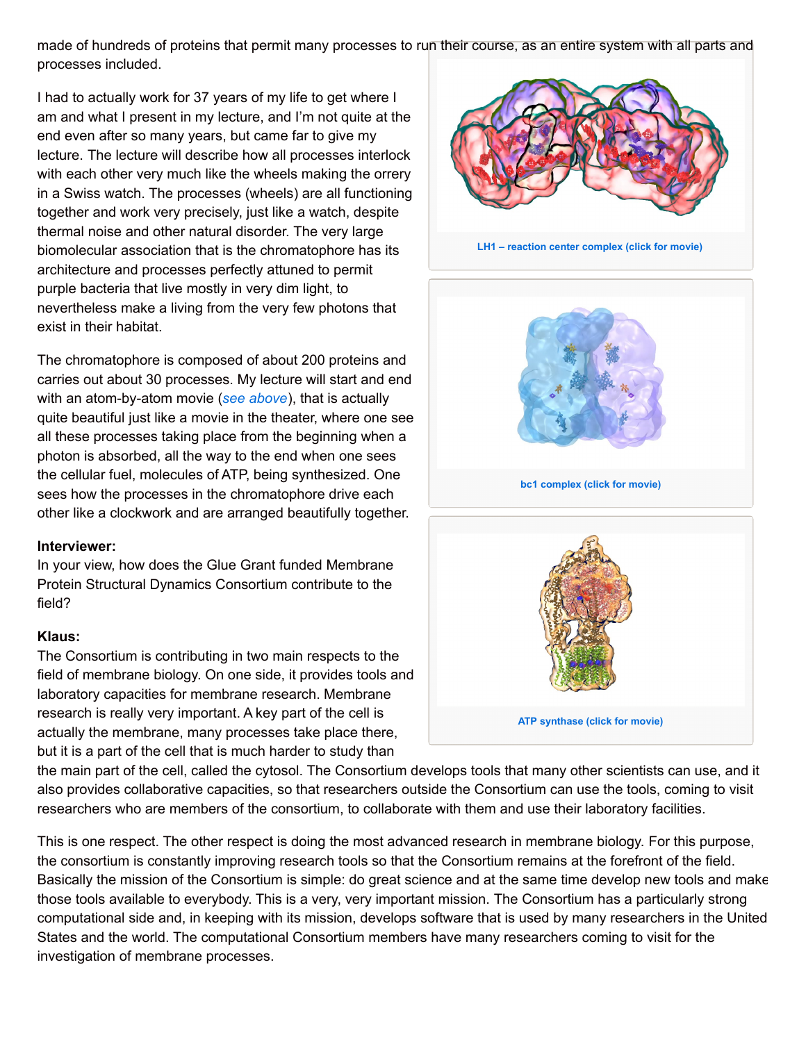made of hundreds of proteins that permit many processes to run their course, as an entire system with all parts and processes included.

I had to actually work for 37 years of my life to get where I am and what I present in my lecture, and I'm not quite at the end even after so many years, but came far to give my lecture. The lecture will describe how all processes interlock with each other very much like the wheels making the orrery in a Swiss watch. The processes (wheels) are all functioning together and work very precisely, just like a watch, despite thermal noise and other natural disorder. The very large biomolecular association that is the chromatophore has its architecture and processes perfectly attuned to permit purple bacteria that live mostly in very dim light, to nevertheless make a living from the very few photons that exist in their habitat.

LH1 – reaction center complex (click for movie)

bc1 complex (click for movie)

ATP synthase (click for movie)

The chromatophore is composed of about 200 proteins and carries out about 30 processes. My lecture will start and end with an atom-by-atom movie (*see above*), that is actually quite beautiful just like a movie in the theater, where one see all these processes taking place from the beginning when a photon is absorbed, all the way to the end when one sees the cellular fuel, molecules of ATP, being synthesized. One sees how the processes in the chromatophore drive each other like a clockwork and are arranged beautifully together.

**Interviewer:**
In your view, how does the Glue Grant funded Membrane Protein Structural Dynamics Consortium contribute to the field?

**Klaus:**
The Consortium is contributing in two main respects to the field of membrane biology. On one side, it provides tools and laboratory capacities for membrane research. Membrane research is really very important. A key part of the cell is actually the membrane, many processes take place there, but it is a part of the cell that is much harder to study than the main part of the cell, called the cytosol. The Consortium develops tools that many other scientists can use, and it also provides collaborative capacities, so that researchers outside the Consortium can use the tools, coming to visit researchers who are members of the consortium, to collaborate with them and use their laboratory facilities.

This is one respect. The other respect is doing the most advanced research in membrane biology. For this purpose, the consortium is constantly improving research tools so that the Consortium remains at the forefront of the field. Basically the mission of the Consortium is simple: do great science and at the same time develop new tools and make those tools available to everybody. This is a very, very important mission. The Consortium has a particularly strong computational side and, in keeping with its mission, develops software that is used by many researchers in the United States and the world. The computational Consortium members have many researchers coming to visit for the investigation of membrane processes.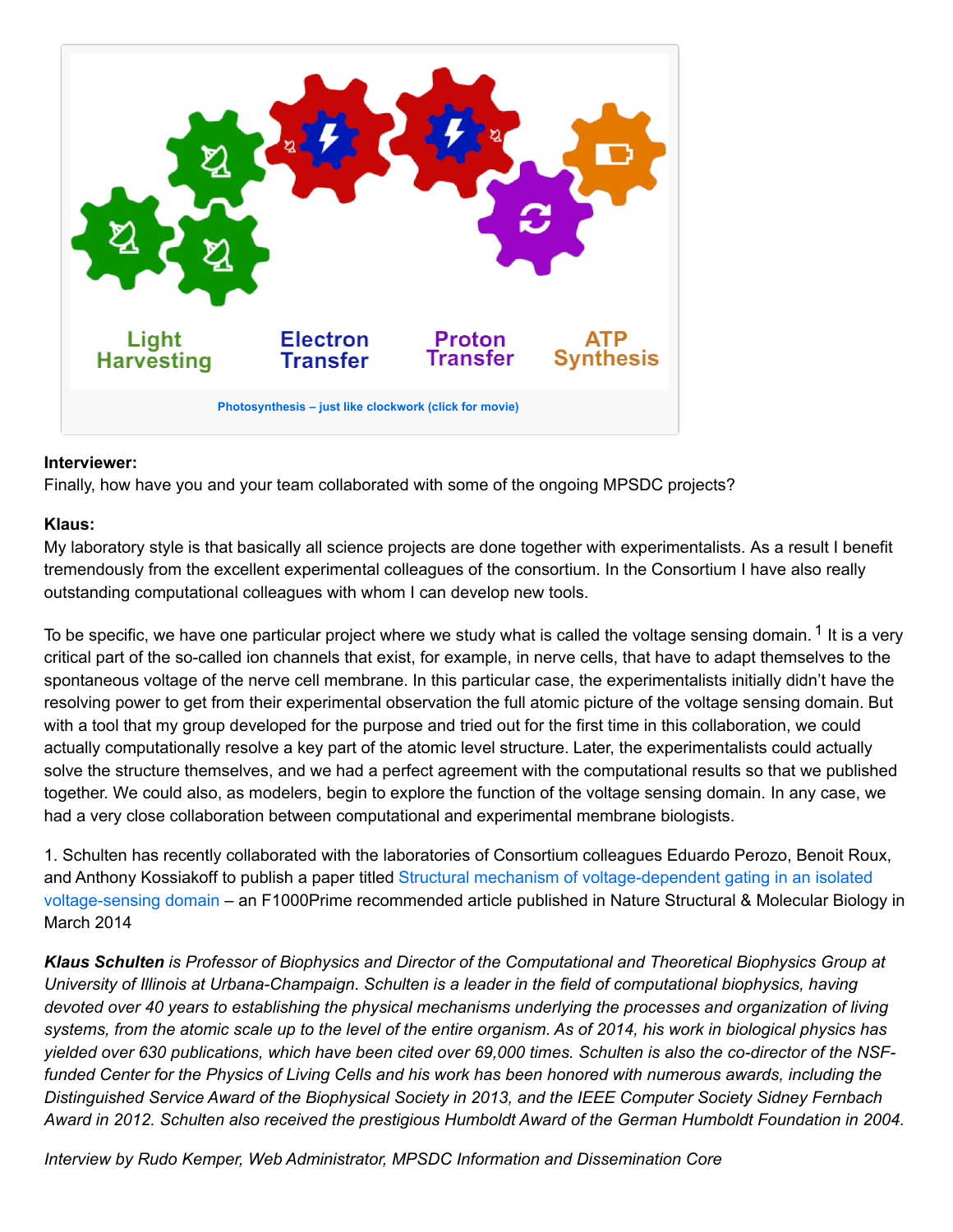Light Harvesting — Electron Transfer — Proton Transfer — ATP Synthesis

Photosynthesis – just like clockwork (click for movie)

**Interviewer:**
Finally, how have you and your team collaborated with some of the ongoing MPSDC projects?

**Klaus:**
My laboratory style is that basically all science projects are done together with experimentalists. As a result I benefit tremendously from the excellent experimental colleagues of the consortium. In the Consortium I have also really outstanding computational colleagues with whom I can develop new tools.

To be specific, we have one particular project where we study what is called the voltage sensing domain. [1] It is a very critical part of the so-called ion channels that exist, for example, in nerve cells, that have to adapt themselves to the spontaneous voltage of the nerve cell membrane. In this particular case, the experimentalists initially didn't have the resolving power to get from their experimental observation the full atomic picture of the voltage sensing domain. But with a tool that my group developed for the purpose and tried out for the first time in this collaboration, we could actually computationally resolve a key part of the atomic level structure. Later, the experimentalists could actually solve the structure themselves, and we had a perfect agreement with the computational results so that we published together. We could also, as modelers, begin to explore the function of the voltage sensing domain. In any case, we had a very close collaboration between computational and experimental membrane biologists.

1. Schulten has recently collaborated with the laboratories of Consortium colleagues Eduardo Perozo, Benoit Roux, and Anthony Kossiakoff to publish a paper titled Structural mechanism of voltage-dependent gating in an isolated voltage-sensing domain – an F1000Prime recommended article published in Nature Structural & Molecular Biology in March 2014

***Klaus Schulten*** *is Professor of Biophysics and Director of the Computational and Theoretical Biophysics Group at University of Illinois at Urbana-Champaign. Schulten is a leader in the field of computational biophysics, having devoted over 40 years to establishing the physical mechanisms underlying the processes and organization of living systems, from the atomic scale up to the level of the entire organism. As of 2014, his work in biological physics has yielded over 630 publications, which have been cited over 69,000 times. Schulten is also the co-director of the NSF-funded Center for the Physics of Living Cells and his work has been honored with numerous awards, including the Distinguished Service Award of the Biophysical Society in 2013, and the IEEE Computer Society Sidney Fernbach Award in 2012. Schulten also received the prestigious Humboldt Award of the German Humboldt Foundation in 2004.*

*Interview by Rudo Kemper, Web Administrator, MPSDC Information and Dissemination Core*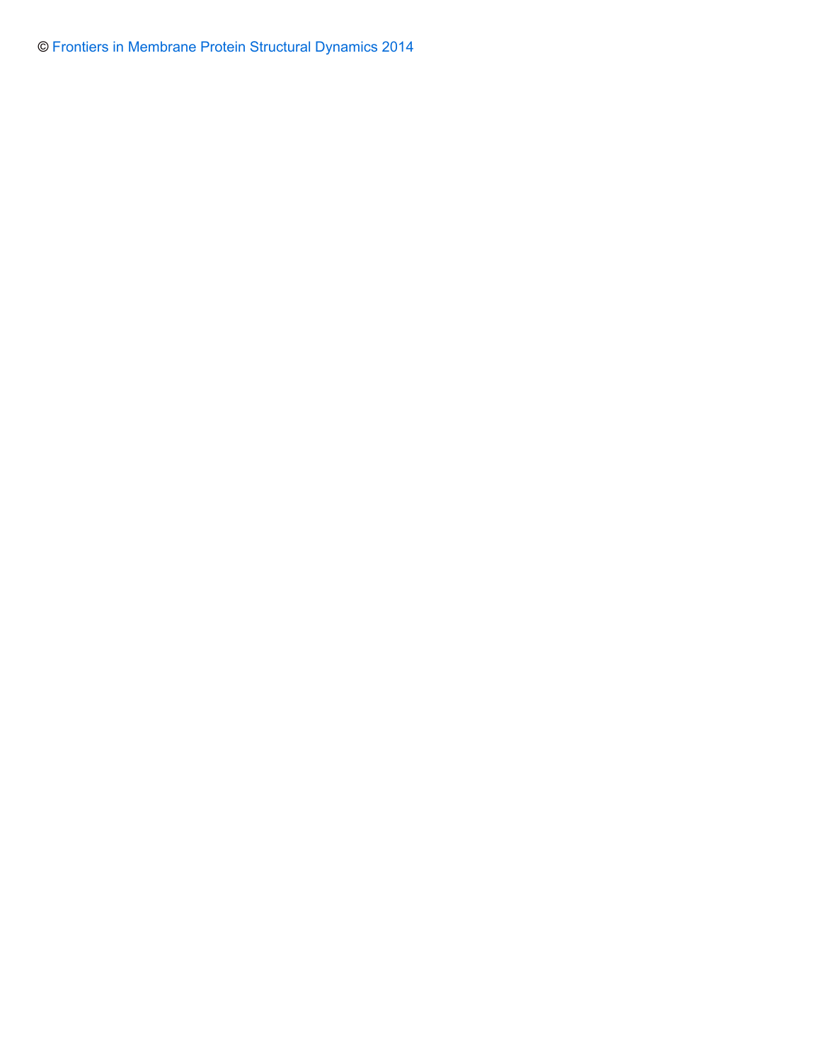© Frontiers in Membrane Protein Structural Dynamics 2014